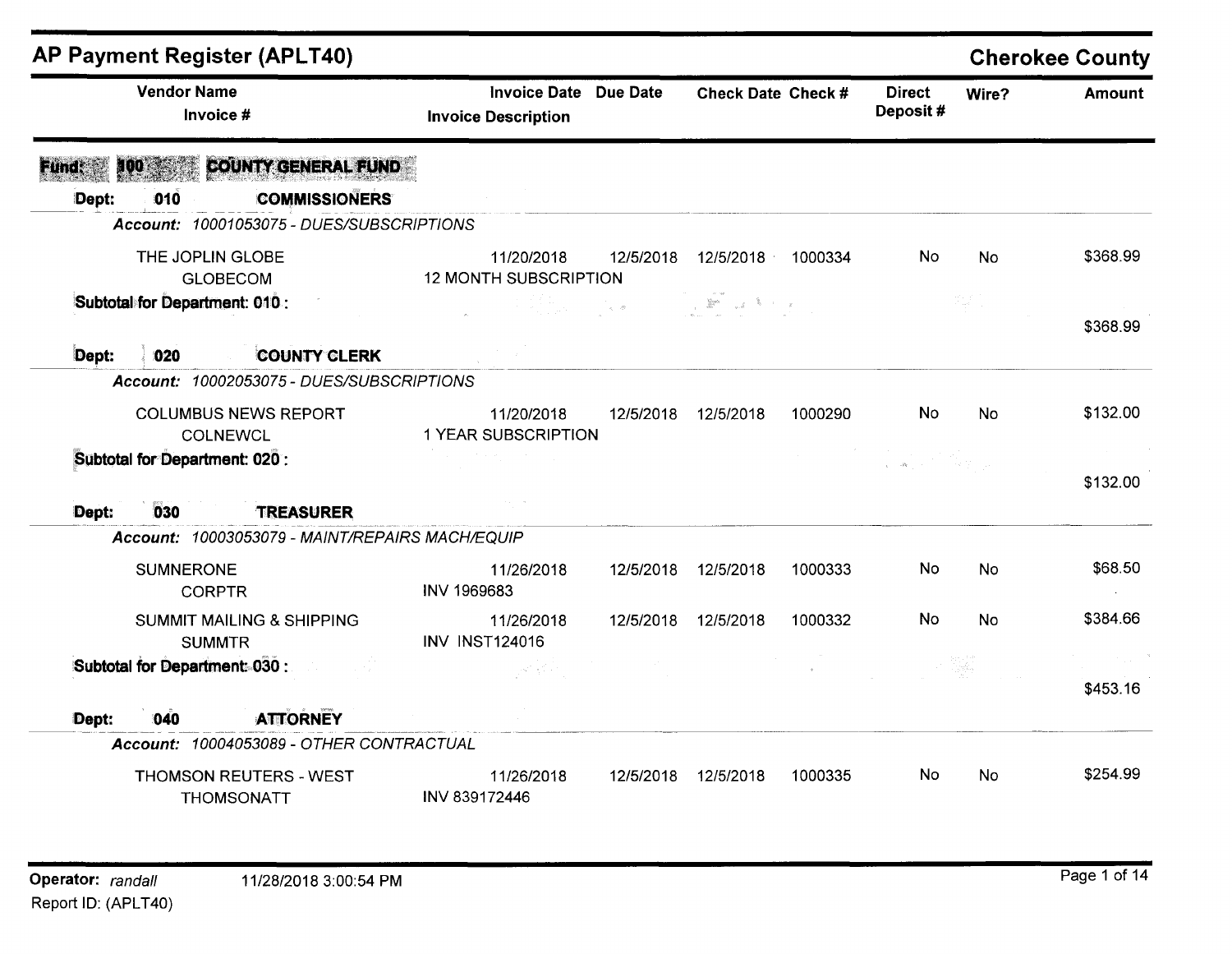# AP Payment Register (APLT40)

**Cherokee County**

| Vendor Name / Invoice # | Invoice Date / Invoice Description | Due Date | Check Date | Check # | Direct Deposit # | Wire? | Amount |
|---|---|---|---|---|---|---|---|
| **Fund: 100 COUNTY GENERAL FUND** | | | | | | | |
| **Dept: 010 COMMISSIONERS** | | | | | | | |
| *Account: 10001053075 - DUES/SUBSCRIPTIONS* | | | | | | | |
| THE JOPLIN GLOBE<br>GLOBECOM | 11/20/2018<br>12 MONTH SUBSCRIPTION | 12/5/2018 | 12/5/2018 | 1000334 | No | No | $368.99 |
| **Subtotal for Department: 010 :** | | | | | | | $368.99 |
| **Dept: 020 COUNTY CLERK** | | | | | | | |
| *Account: 10002053075 - DUES/SUBSCRIPTIONS* | | | | | | | |
| COLUMBUS NEWS REPORT<br>COLNEWCL | 11/20/2018<br>1 YEAR SUBSCRIPTION | 12/5/2018 | 12/5/2018 | 1000290 | No | No | $132.00 |
| **Subtotal for Department: 020 :** | | | | | | | $132.00 |
| **Dept: 030 TREASURER** | | | | | | | |
| *Account: 10003053079 - MAINT/REPAIRS MACH/EQUIP* | | | | | | | |
| SUMNERONE<br>CORPTR | 11/26/2018<br>INV 1969683 | 12/5/2018 | 12/5/2018 | 1000333 | No | No | $68.50 |
| SUMMIT MAILING & SHIPPING<br>SUMMTR | 11/26/2018<br>INV INST124016 | 12/5/2018 | 12/5/2018 | 1000332 | No | No | $384.66 |
| **Subtotal for Department: 030 :** | | | | | | | $453.16 |
| **Dept: 040 ATTORNEY** | | | | | | | |
| *Account: 10004053089 - OTHER CONTRACTUAL* | | | | | | | |
| THOMSON REUTERS - WEST<br>THOMSONATT | 11/26/2018<br>INV 839172446 | 12/5/2018 | 12/5/2018 | 1000335 | No | No | $254.99 |

Operator: *randall* 11/28/2018 3:00:54 PM

Report ID: (APLT40)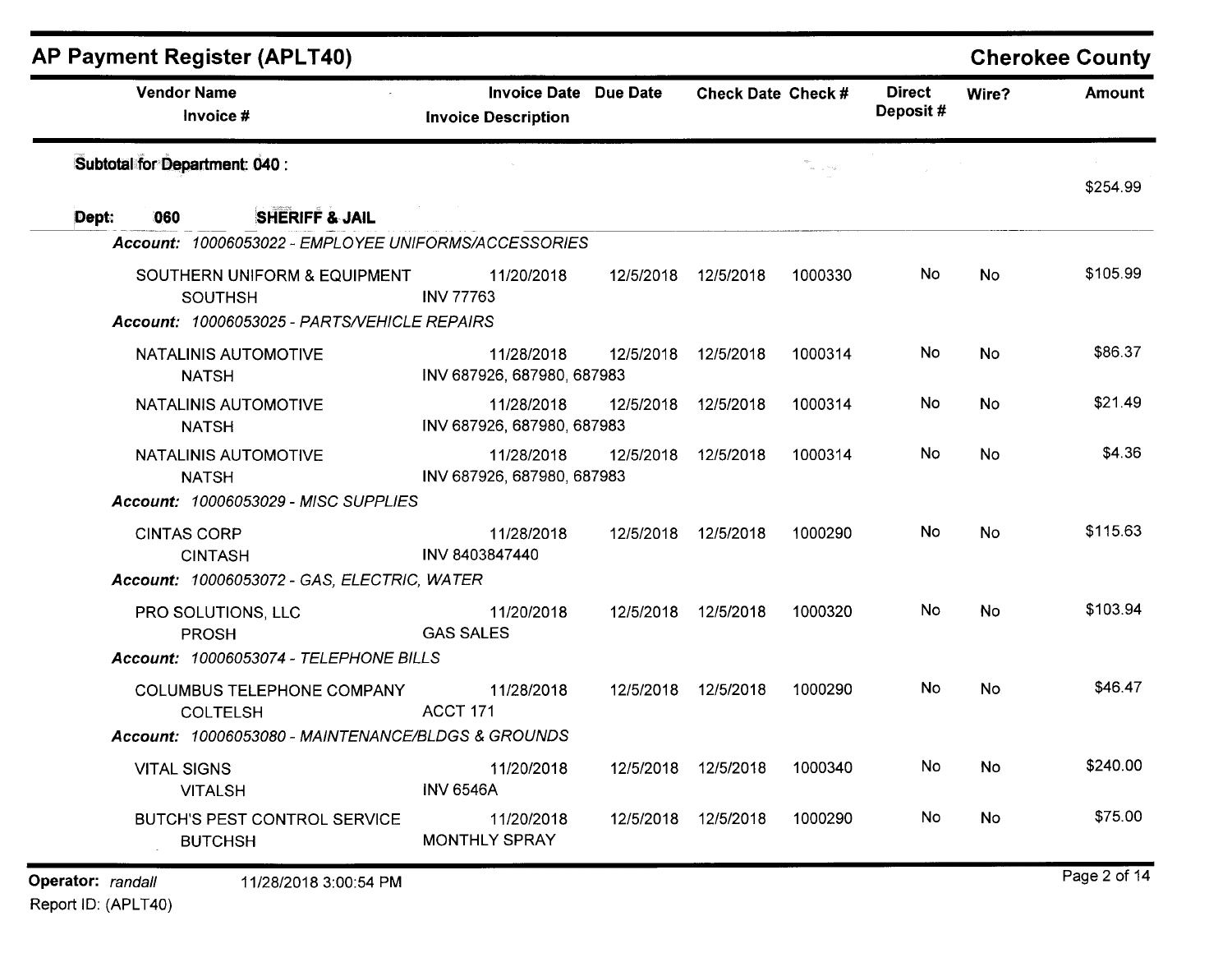## AP Payment Register (APLT40) — Cherokee County

| Vendor Name / Invoice # | Invoice Date / Invoice Description | Due Date | Check Date | Check # | Direct Deposit # | Wire? | Amount |
|---|---|---|---|---|---|---|---|
| **Subtotal for Department: 040 :** | | | | | | | $254.99 |

**Dept: 060 SHERIFF & JAIL**

*Account: 10006053022 - EMPLOYEE UNIFORMS/ACCESSORIES*

| Vendor Name / Invoice # | Invoice Date / Invoice Description | Due Date | Check Date | Check # | Direct Deposit # | Wire? | Amount |
|---|---|---|---|---|---|---|---|
| SOUTHERN UNIFORM & EQUIPMENT / SOUTHSH | 11/20/2018 / INV 77763 | 12/5/2018 | 12/5/2018 | 1000330 | No | No | $105.99 |

*Account: 10006053025 - PARTS/VEHICLE REPAIRS*

| Vendor Name / Invoice # | Invoice Date / Invoice Description | Due Date | Check Date | Check # | Direct Deposit # | Wire? | Amount |
|---|---|---|---|---|---|---|---|
| NATALINIS AUTOMOTIVE / NATSH | 11/28/2018 / INV 687926, 687980, 687983 | 12/5/2018 | 12/5/2018 | 1000314 | No | No | $86.37 |
| NATALINIS AUTOMOTIVE / NATSH | 11/28/2018 / INV 687926, 687980, 687983 | 12/5/2018 | 12/5/2018 | 1000314 | No | No | $21.49 |
| NATALINIS AUTOMOTIVE / NATSH | 11/28/2018 / INV 687926, 687980, 687983 | 12/5/2018 | 12/5/2018 | 1000314 | No | No | $4.36 |

*Account: 10006053029 - MISC SUPPLIES*

| Vendor Name / Invoice # | Invoice Date / Invoice Description | Due Date | Check Date | Check # | Direct Deposit # | Wire? | Amount |
|---|---|---|---|---|---|---|---|
| CINTAS CORP / CINTASH | 11/28/2018 / INV 8403847440 | 12/5/2018 | 12/5/2018 | 1000290 | No | No | $115.63 |

*Account: 10006053072 - GAS, ELECTRIC, WATER*

| Vendor Name / Invoice # | Invoice Date / Invoice Description | Due Date | Check Date | Check # | Direct Deposit # | Wire? | Amount |
|---|---|---|---|---|---|---|---|
| PRO SOLUTIONS, LLC / PROSH | 11/20/2018 / GAS SALES | 12/5/2018 | 12/5/2018 | 1000320 | No | No | $103.94 |

*Account: 10006053074 - TELEPHONE BILLS*

| Vendor Name / Invoice # | Invoice Date / Invoice Description | Due Date | Check Date | Check # | Direct Deposit # | Wire? | Amount |
|---|---|---|---|---|---|---|---|
| COLUMBUS TELEPHONE COMPANY / COLTELSH | 11/28/2018 / ACCT 171 | 12/5/2018 | 12/5/2018 | 1000290 | No | No | $46.47 |

*Account: 10006053080 - MAINTENANCE/BLDGS & GROUNDS*

| Vendor Name / Invoice # | Invoice Date / Invoice Description | Due Date | Check Date | Check # | Direct Deposit # | Wire? | Amount |
|---|---|---|---|---|---|---|---|
| VITAL SIGNS / VITALSH | 11/20/2018 / INV 6546A | 12/5/2018 | 12/5/2018 | 1000340 | No | No | $240.00 |
| BUTCH'S PEST CONTROL SERVICE / BUTCHSH | 11/20/2018 / MONTHLY SPRAY | 12/5/2018 | 12/5/2018 | 1000290 | No | No | $75.00 |

Operator: randall 11/28/2018 3:00:54 PM

Report ID: (APLT40)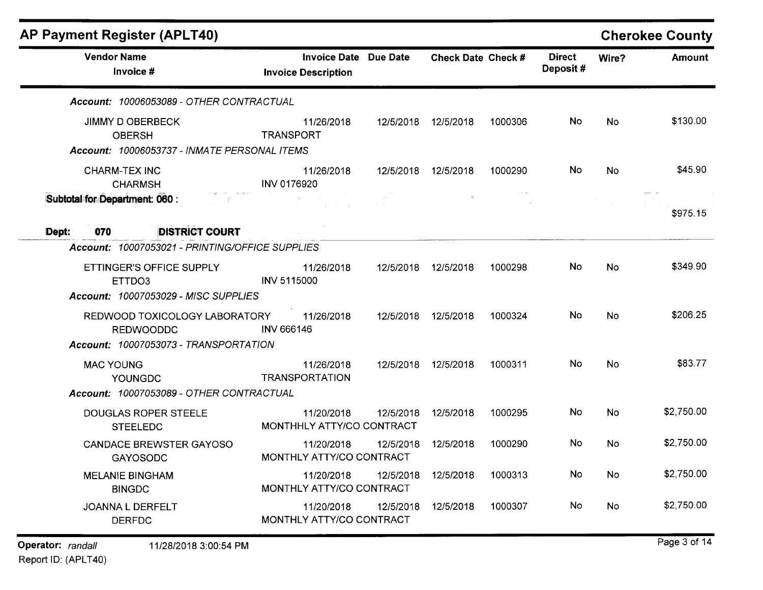## AP Payment Register (APLT40)

**Cherokee County**

| Vendor Name / Invoice # | Invoice Date / Invoice Description | Due Date | Check Date | Check # | Direct Deposit # | Wire? | Amount |
|---|---|---|---|---|---|---|---|
| ***Account:** 10006053089 - OTHER CONTRACTUAL* | | | | | | | |
| JIMMY D OBERBECK | 11/26/2018 | 12/5/2018 | 12/5/2018 | 1000306 | No | No | $130.00 |
| OBERSH | TRANSPORT | | | | | | |
| ***Account:** 10006053737 - INMATE PERSONAL ITEMS* | | | | | | | |
| CHARM-TEX INC | 11/26/2018 | 12/5/2018 | 12/5/2018 | 1000290 | No | No | $45.90 |
| CHARMSH | INV 0176920 | | | | | | |
| **Subtotal for Department: 060 :** | | | | | | | $975.15 |
| **Dept: 070 DISTRICT COURT** | | | | | | | |
| ***Account:** 10007053021 - PRINTING/OFFICE SUPPLIES* | | | | | | | |
| ETTINGER'S OFFICE SUPPLY | 11/26/2018 | 12/5/2018 | 12/5/2018 | 1000298 | No | No | $349.90 |
| ETTDO3 | INV 5115000 | | | | | | |
| ***Account:** 10007053029 - MISC SUPPLIES* | | | | | | | |
| REDWOOD TOXICOLOGY LABORATORY | 11/26/2018 | 12/5/2018 | 12/5/2018 | 1000324 | No | No | $206.25 |
| REDWOODDC | INV 666146 | | | | | | |
| ***Account:** 10007053073 - TRANSPORTATION* | | | | | | | |
| MAC YOUNG | 11/26/2018 | 12/5/2018 | 12/5/2018 | 1000311 | No | No | $83.77 |
| YOUNGDC | TRANSPORTATION | | | | | | |
| ***Account:** 10007053089 - OTHER CONTRACTUAL* | | | | | | | |
| DOUGLAS ROPER STEELE | 11/20/2018 | 12/5/2018 | 12/5/2018 | 1000295 | No | No | $2,750.00 |
| STEELEDC | MONTHHLY ATTY/CO CONTRACT | | | | | | |
| CANDACE BREWSTER GAYOSO | 11/20/2018 | 12/5/2018 | 12/5/2018 | 1000290 | No | No | $2,750.00 |
| GAYOSODC | MONTHLY ATTY/CO CONTRACT | | | | | | |
| MELANIE BINGHAM | 11/20/2018 | 12/5/2018 | 12/5/2018 | 1000313 | No | No | $2,750.00 |
| BINGDC | MONTHLY ATTY/CO CONTRACT | | | | | | |
| JOANNA L DERFELT | 11/20/2018 | 12/5/2018 | 12/5/2018 | 1000307 | No | No | $2,750.00 |
| DERFDC | MONTHLY ATTY/CO CONTRACT | | | | | | |

Operator: *randall* 11/28/2018 3:00:54 PM

Report ID: (APLT40)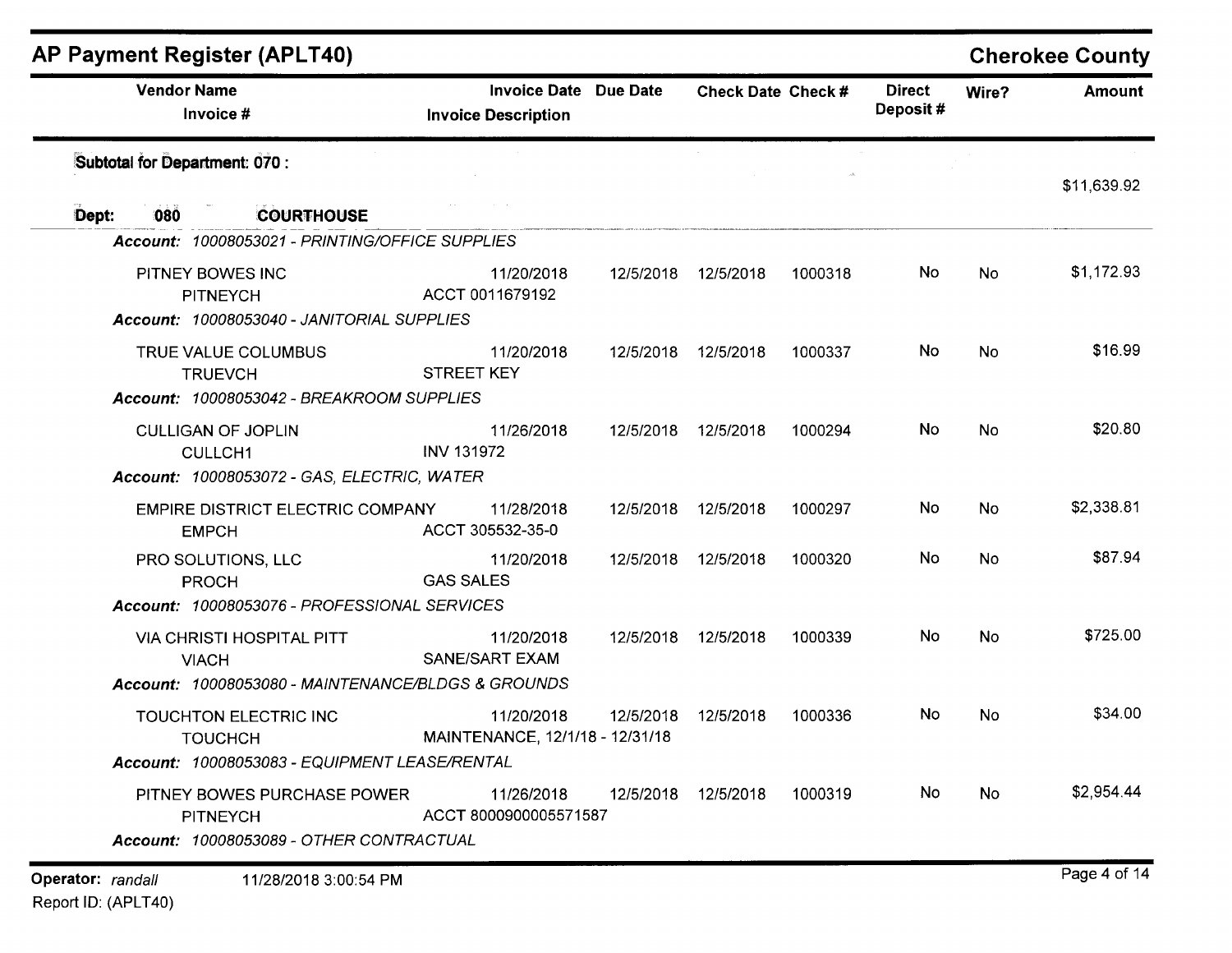## AP Payment Register (APLT40)

**Cherokee County**

| Vendor Name / Invoice # | Invoice Date / Invoice Description | Due Date | Check Date | Check # | Direct Deposit # | Wire? | Amount |
|---|---|---|---|---|---|---|---|
| **Subtotal for Department: 070 :** | | | | | | | $11,639.92 |
| **Dept: 080 COURTHOUSE** | | | | | | | |
| ***Account: 10008053021 - PRINTING/OFFICE SUPPLIES*** | | | | | | | |
| PITNEY BOWES INC / PITNEYCH | 11/20/2018 / ACCT 0011679192 | 12/5/2018 | 12/5/2018 | 1000318 | No | No | $1,172.93 |
| ***Account: 10008053040 - JANITORIAL SUPPLIES*** | | | | | | | |
| TRUE VALUE COLUMBUS / TRUEVCH | 11/20/2018 / STREET KEY | 12/5/2018 | 12/5/2018 | 1000337 | No | No | $16.99 |
| ***Account: 10008053042 - BREAKROOM SUPPLIES*** | | | | | | | |
| CULLIGAN OF JOPLIN / CULLCH1 | 11/26/2018 / INV 131972 | 12/5/2018 | 12/5/2018 | 1000294 | No | No | $20.80 |
| ***Account: 10008053072 - GAS, ELECTRIC, WATER*** | | | | | | | |
| EMPIRE DISTRICT ELECTRIC COMPANY / EMPCH | 11/28/2018 / ACCT 305532-35-0 | 12/5/2018 | 12/5/2018 | 1000297 | No | No | $2,338.81 |
| PRO SOLUTIONS, LLC / PROCH | 11/20/2018 / GAS SALES | 12/5/2018 | 12/5/2018 | 1000320 | No | No | $87.94 |
| ***Account: 10008053076 - PROFESSIONAL SERVICES*** | | | | | | | |
| VIA CHRISTI HOSPITAL PITT / VIACH | 11/20/2018 / SANE/SART EXAM | 12/5/2018 | 12/5/2018 | 1000339 | No | No | $725.00 |
| ***Account: 10008053080 - MAINTENANCE/BLDGS & GROUNDS*** | | | | | | | |
| TOUCHTON ELECTRIC INC / TOUCHCH | 11/20/2018 / MAINTENANCE, 12/1/18 - 12/31/18 | 12/5/2018 | 12/5/2018 | 1000336 | No | No | $34.00 |
| ***Account: 10008053083 - EQUIPMENT LEASE/RENTAL*** | | | | | | | |
| PITNEY BOWES PURCHASE POWER / PITNEYCH | 11/26/2018 / ACCT 8000900005571587 | 12/5/2018 | 12/5/2018 | 1000319 | No | No | $2,954.44 |
| ***Account: 10008053089 - OTHER CONTRACTUAL*** | | | | | | | |

Operator: *randall* 11/28/2018 3:00:54 PM

Report ID: (APLT40)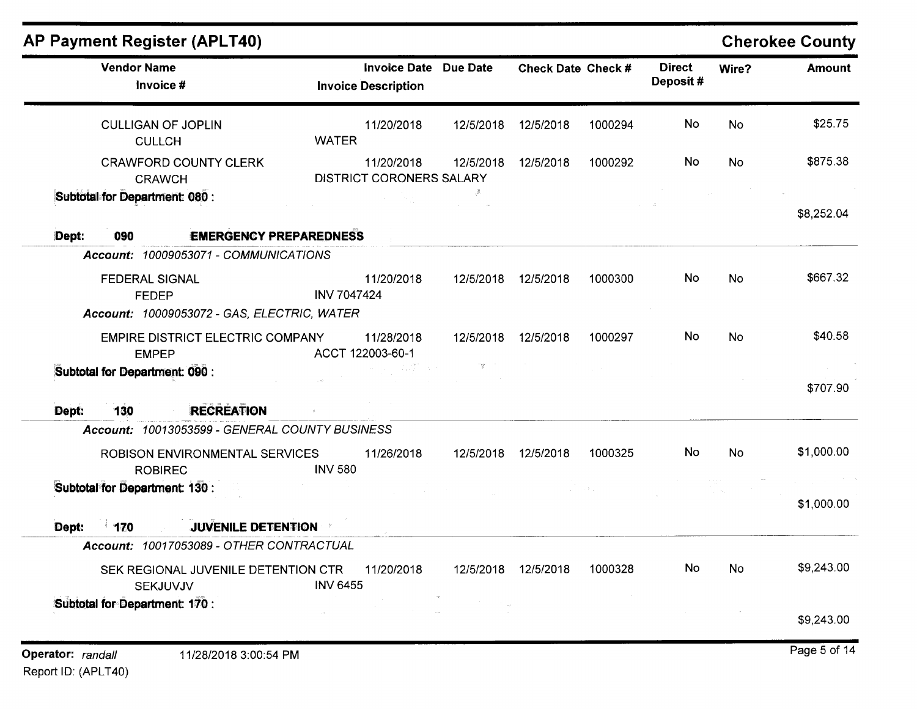## AP Payment Register (APLT40)

**Cherokee County**

| Vendor Name / Invoice # | Invoice Date / Invoice Description | Due Date | Check Date | Check # | Direct Deposit # | Wire? | Amount |
|---|---|---|---|---|---|---|---|
| CULLIGAN OF JOPLIN | 11/20/2018 | 12/5/2018 | 12/5/2018 | 1000294 | No | No | $25.75 |
| CULLCH | WATER | | | | | | |
| CRAWFORD COUNTY CLERK | 11/20/2018 | 12/5/2018 | 12/5/2018 | 1000292 | No | No | $875.38 |
| CRAWCH | DISTRICT CORONERS SALARY | | | | | | |
| **Subtotal for Department: 080 :** | | | | | | | $8,252.04 |
| **Dept: 090 EMERGENCY PREPAREDNESS** | | | | | | | |
| ***Account:*** *10009053071 - COMMUNICATIONS* | | | | | | | |
| FEDERAL SIGNAL | 11/20/2018 | 12/5/2018 | 12/5/2018 | 1000300 | No | No | $667.32 |
| FEDEP | INV 7047424 | | | | | | |
| ***Account:*** *10009053072 - GAS, ELECTRIC, WATER* | | | | | | | |
| EMPIRE DISTRICT ELECTRIC COMPANY | 11/28/2018 | 12/5/2018 | 12/5/2018 | 1000297 | No | No | $40.58 |
| EMPEP | ACCT 122003-60-1 | | | | | | |
| **Subtotal for Department: 090 :** | | | | | | | $707.90 |
| **Dept: 130 RECREATION** | | | | | | | |
| ***Account:*** *10013053599 - GENERAL COUNTY BUSINESS* | | | | | | | |
| ROBISON ENVIRONMENTAL SERVICES | 11/26/2018 | 12/5/2018 | 12/5/2018 | 1000325 | No | No | $1,000.00 |
| ROBIREC | INV 580 | | | | | | |
| **Subtotal for Department: 130 :** | | | | | | | $1,000.00 |
| **Dept: 170 JUVENILE DETENTION** | | | | | | | |
| ***Account:*** *10017053089 - OTHER CONTRACTUAL* | | | | | | | |
| SEK REGIONAL JUVENILE DETENTION CTR | 11/20/2018 | 12/5/2018 | 12/5/2018 | 1000328 | No | No | $9,243.00 |
| SEKJUVJV | INV 6455 | | | | | | |
| **Subtotal for Department: 170 :** | | | | | | | $9,243.00 |

**Operator:** *randall* 11/28/2018 3:00:54 PM

Report ID: (APLT40)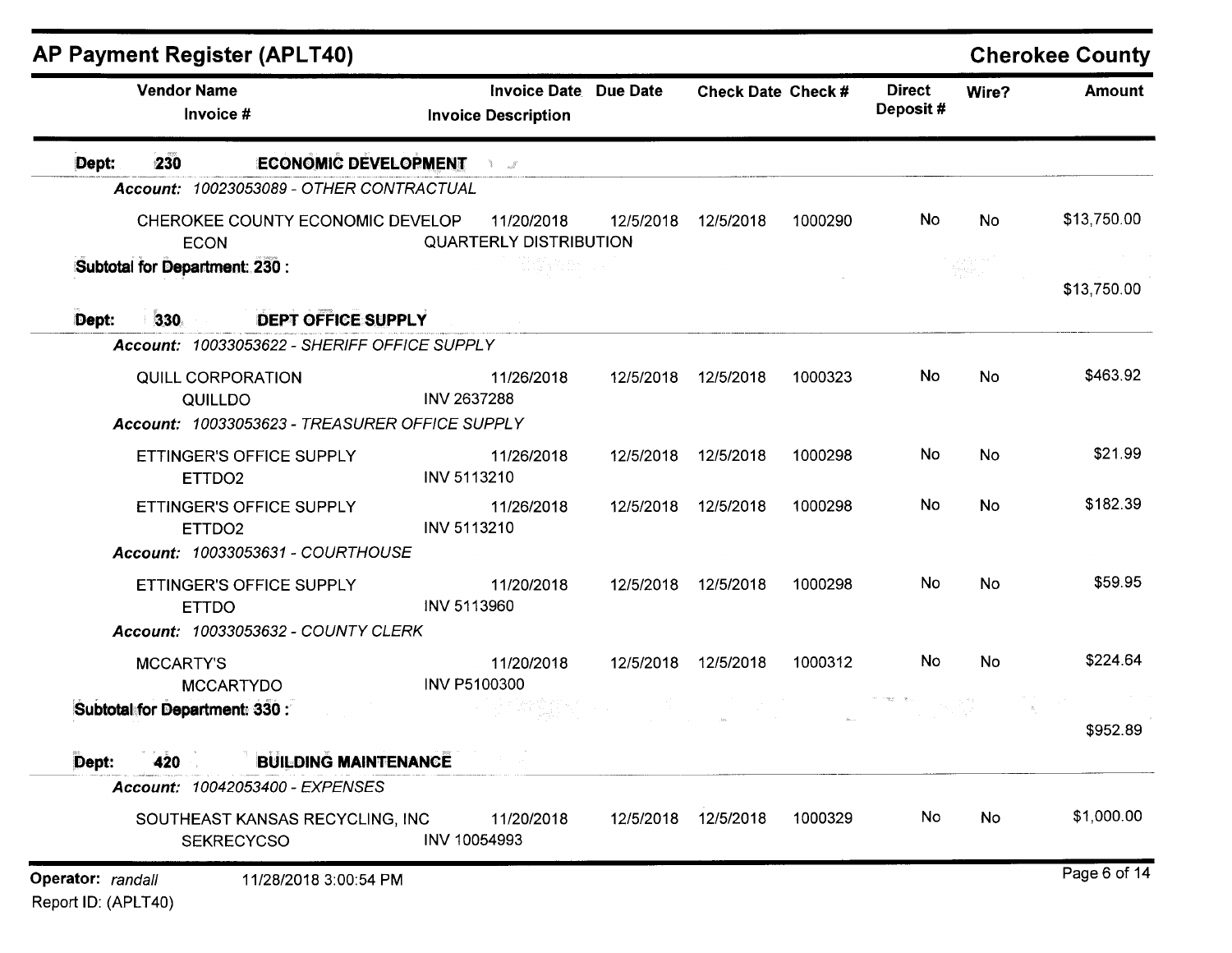# AP Payment Register (APLT40)

**Cherokee County**

| Vendor Name / Invoice # | Invoice Date / Invoice Description | Due Date | Check Date | Check # | Direct Deposit # | Wire? | Amount |
|---|---|---|---|---|---|---|---|
| **Dept: 230 ECONOMIC DEVELOPMENT** | | | | | | | |
| *Account: 10023053089 - OTHER CONTRACTUAL* | | | | | | | |
| CHEROKEE COUNTY ECONOMIC DEVELOP<br>ECON | 11/20/2018<br>QUARTERLY DISTRIBUTION | 12/5/2018 | 12/5/2018 | 1000290 | No | No | $13,750.00 |
| **Subtotal for Department: 230 :** | | | | | | | $13,750.00 |
| **Dept: 330 DEPT OFFICE SUPPLY** | | | | | | | |
| *Account: 10033053622 - SHERIFF OFFICE SUPPLY* | | | | | | | |
| QUILL CORPORATION<br>QUILLDO | 11/26/2018<br>INV 2637288 | 12/5/2018 | 12/5/2018 | 1000323 | No | No | $463.92 |
| *Account: 10033053623 - TREASURER OFFICE SUPPLY* | | | | | | | |
| ETTINGER'S OFFICE SUPPLY<br>ETTDO2 | 11/26/2018<br>INV 5113210 | 12/5/2018 | 12/5/2018 | 1000298 | No | No | $21.99 |
| ETTINGER'S OFFICE SUPPLY<br>ETTDO2 | 11/26/2018<br>INV 5113210 | 12/5/2018 | 12/5/2018 | 1000298 | No | No | $182.39 |
| *Account: 10033053631 - COURTHOUSE* | | | | | | | |
| ETTINGER'S OFFICE SUPPLY<br>ETTDO | 11/20/2018<br>INV 5113960 | 12/5/2018 | 12/5/2018 | 1000298 | No | No | $59.95 |
| *Account: 10033053632 - COUNTY CLERK* | | | | | | | |
| MCCARTY'S<br>MCCARTYDO | 11/20/2018<br>INV P5100300 | 12/5/2018 | 12/5/2018 | 1000312 | No | No | $224.64 |
| **Subtotal for Department: 330 :** | | | | | | | $952.89 |
| **Dept: 420 BUILDING MAINTENANCE** | | | | | | | |
| *Account: 10042053400 - EXPENSES* | | | | | | | |
| SOUTHEAST KANSAS RECYCLING, INC<br>SEKRECYCSO | 11/20/2018<br>INV 10054993 | 12/5/2018 | 12/5/2018 | 1000329 | No | No | $1,000.00 |

Operator: *randall* 11/28/2018 3:00:54 PM
Report ID: (APLT40)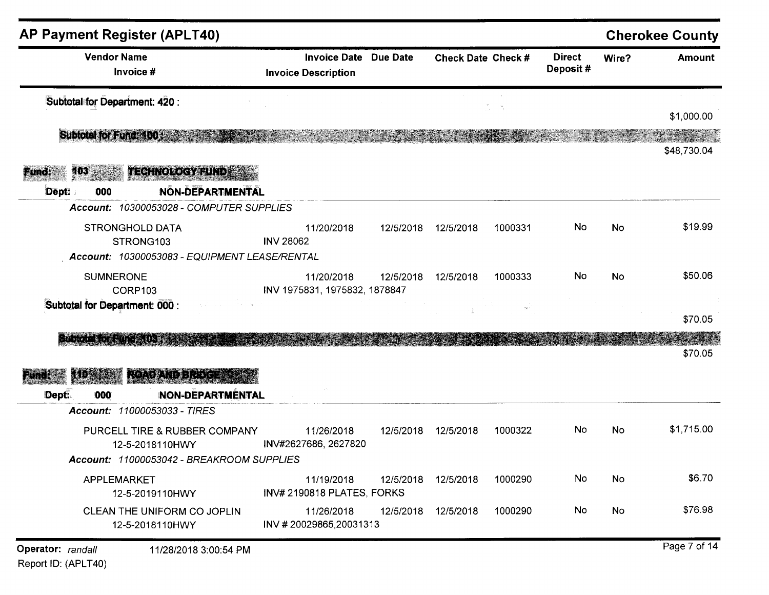## AP Payment Register (APLT40) — Cherokee County

| Vendor Name / Invoice # | Invoice Date / Invoice Description | Due Date | Check Date | Check # | Direct Deposit # | Wire? | Amount |
|---|---|---|---|---|---|---|---|
| **Subtotal for Department: 420 :** | | | | | | | $1,000.00 |
| **Subtotal for Fund: 100 :** | | | | | | | $48,730.04 |

**Fund: 103 TECHNOLOGY FUND**

**Dept: 000 NON-DEPARTMENTAL**

*Account: 10300053028 - COMPUTER SUPPLIES*

| Vendor Name / Invoice # | Invoice Date / Invoice Description | Due Date | Check Date | Check # | Direct Deposit # | Wire? | Amount |
|---|---|---|---|---|---|---|---|
| STRONGHOLD DATA<br>STRONG103 | 11/20/2018<br>INV 28062 | 12/5/2018 | 12/5/2018 | 1000331 | No | No | $19.99 |

*Account: 10300053083 - EQUIPMENT LEASE/RENTAL*

| Vendor Name / Invoice # | Invoice Date / Invoice Description | Due Date | Check Date | Check # | Direct Deposit # | Wire? | Amount |
|---|---|---|---|---|---|---|---|
| SUMNERONE<br>CORP103 | 11/20/2018<br>INV 1975831, 1975832, 1878847 | 12/5/2018 | 12/5/2018 | 1000333 | No | No | $50.06 |
| **Subtotal for Department: 000 :** | | | | | | | $70.05 |
| **Subtotal for Fund: 103 :** | | | | | | | $70.05 |

**Fund: 110 ROAD AND BRIDGE**

**Dept: 000 NON-DEPARTMENTAL**

*Account: 11000053033 - TIRES*

| Vendor Name / Invoice # | Invoice Date / Invoice Description | Due Date | Check Date | Check # | Direct Deposit # | Wire? | Amount |
|---|---|---|---|---|---|---|---|
| PURCELL TIRE & RUBBER COMPANY<br>12-5-2018110HWY | 11/26/2018<br>INV#2627686, 2627820 | 12/5/2018 | 12/5/2018 | 1000322 | No | No | $1,715.00 |

*Account: 11000053042 - BREAKROOM SUPPLIES*

| Vendor Name / Invoice # | Invoice Date / Invoice Description | Due Date | Check Date | Check # | Direct Deposit # | Wire? | Amount |
|---|---|---|---|---|---|---|---|
| APPLEMARKET<br>12-5-2019110HWY | 11/19/2018<br>INV# 2190818 PLATES, FORKS | 12/5/2018 | 12/5/2018 | 1000290 | No | No | $6.70 |
| CLEAN THE UNIFORM CO JOPLIN<br>12-5-2018110HWY | 11/26/2018<br>INV # 20029865,20031313 | 12/5/2018 | 12/5/2018 | 1000290 | No | No | $76.98 |

Operator: *randall* 11/28/2018 3:00:54 PM
Report ID: (APLT40)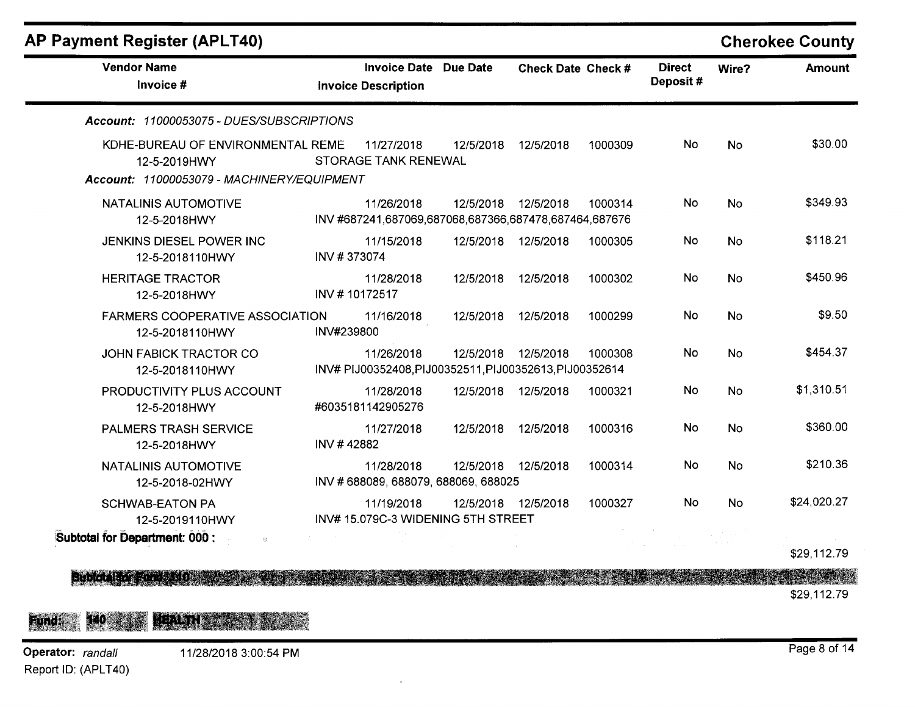## AP Payment Register (APLT40)

**Cherokee County**

| Vendor Name / Invoice # | Invoice Date / Invoice Description | Due Date | Check Date | Check # | Direct Deposit # | Wire? | Amount |
|---|---|---|---|---|---|---|---|
| ***Account: 11000053075 - DUES/SUBSCRIPTIONS*** | | | | | | | |
| KDHE-BUREAU OF ENVIRONMENTAL REME<br>12-5-2019HWY | 11/27/2018<br>STORAGE TANK RENEWAL | 12/5/2018 | 12/5/2018 | 1000309 | No | No | $30.00 |
| ***Account: 11000053079 - MACHINERY/EQUIPMENT*** | | | | | | | |
| NATALINIS AUTOMOTIVE<br>12-5-2018HWY | 11/26/2018<br>INV #687241,687069,687068,687366,687478,687464,687676 | 12/5/2018 | 12/5/2018 | 1000314 | No | No | $349.93 |
| JENKINS DIESEL POWER INC<br>12-5-2018110HWY | 11/15/2018<br>INV # 373074 | 12/5/2018 | 12/5/2018 | 1000305 | No | No | $118.21 |
| HERITAGE TRACTOR<br>12-5-2018HWY | 11/28/2018<br>INV # 10172517 | 12/5/2018 | 12/5/2018 | 1000302 | No | No | $450.96 |
| FARMERS COOPERATIVE ASSOCIATION<br>12-5-2018110HWY | 11/16/2018<br>INV#239800 | 12/5/2018 | 12/5/2018 | 1000299 | No | No | $9.50 |
| JOHN FABICK TRACTOR CO<br>12-5-2018110HWY | 11/26/2018<br>INV# PIJ00352408,PIJ00352511,PIJ00352613,PIJ00352614 | 12/5/2018 | 12/5/2018 | 1000308 | No | No | $454.37 |
| PRODUCTIVITY PLUS ACCOUNT<br>12-5-2018HWY | 11/28/2018<br>#6035181142905276 | 12/5/2018 | 12/5/2018 | 1000321 | No | No | $1,310.51 |
| PALMERS TRASH SERVICE<br>12-5-2018HWY | 11/27/2018<br>INV # 42882 | 12/5/2018 | 12/5/2018 | 1000316 | No | No | $360.00 |
| NATALINIS AUTOMOTIVE<br>12-5-2018-02HWY | 11/28/2018<br>INV # 688089, 688079, 688069, 688025 | 12/5/2018 | 12/5/2018 | 1000314 | No | No | $210.36 |
| SCHWAB-EATON PA<br>12-5-2019110HWY | 11/19/2018<br>INV# 15.079C-3 WIDENING 5TH STREET | 12/5/2018 | 12/5/2018 | 1000327 | No | No | $24,020.27 |
| **Subtotal for Department: 000 :** | | | | | | | $29,112.79 |
| **Subtotal for Fund: 110** | | | | | | | $29,112.79 |

**Fund: 140 HEALTH**

**Operator:** *randall* 11/28/2018 3:00:54 PM

Report ID: (APLT40)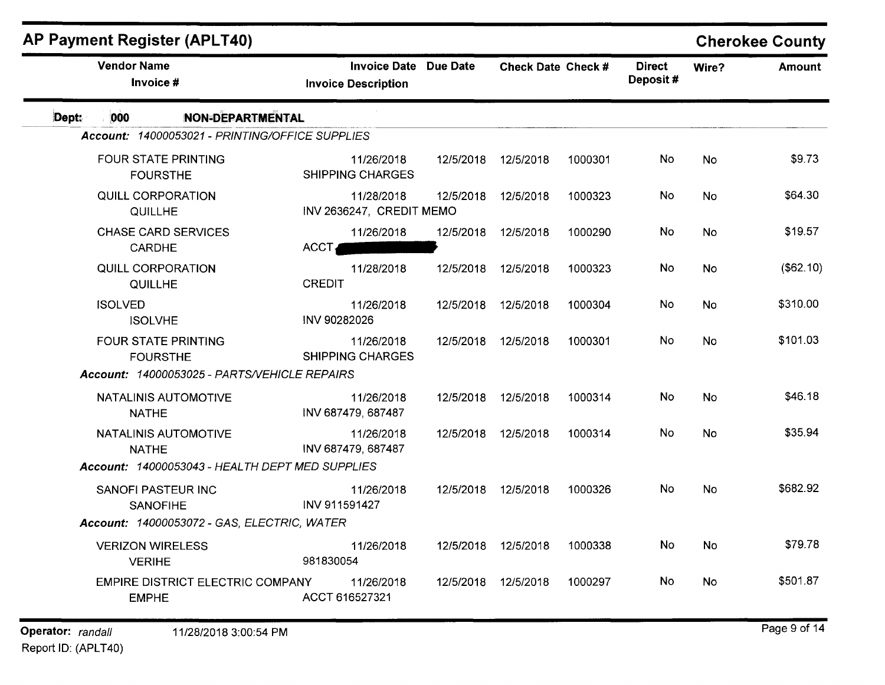## AP Payment Register (APLT40)

**Cherokee County**

| Vendor Name / Invoice # | Invoice Date / Invoice Description | Due Date | Check Date | Check # | Direct Deposit # | Wire? | Amount |
|---|---|---|---|---|---|---|---|
| **Dept: 000 NON-DEPARTMENTAL** | | | | | | | |
| *Account: 14000053021 - PRINTING/OFFICE SUPPLIES* | | | | | | | |
| FOUR STATE PRINTING / FOURSTHE | 11/26/2018 / SHIPPING CHARGES | 12/5/2018 | 12/5/2018 | 1000301 | No | No | $9.73 |
| QUILL CORPORATION / QUILLHE | 11/28/2018 / INV 2636247, CREDIT MEMO | 12/5/2018 | 12/5/2018 | 1000323 | No | No | $64.30 |
| CHASE CARD SERVICES / CARDHE | 11/26/2018 / ACCT [REDACTED] | 12/5/2018 | 12/5/2018 | 1000290 | No | No | $19.57 |
| QUILL CORPORATION / QUILLHE | 11/28/2018 / CREDIT | 12/5/2018 | 12/5/2018 | 1000323 | No | No | ($62.10) |
| ISOLVED / ISOLVHE | 11/26/2018 / INV 90282026 | 12/5/2018 | 12/5/2018 | 1000304 | No | No | $310.00 |
| FOUR STATE PRINTING / FOURSTHE | 11/26/2018 / SHIPPING CHARGES | 12/5/2018 | 12/5/2018 | 1000301 | No | No | $101.03 |
| *Account: 14000053025 - PARTS/VEHICLE REPAIRS* | | | | | | | |
| NATALINIS AUTOMOTIVE / NATHE | 11/26/2018 / INV 687479, 687487 | 12/5/2018 | 12/5/2018 | 1000314 | No | No | $46.18 |
| NATALINIS AUTOMOTIVE / NATHE | 11/26/2018 / INV 687479, 687487 | 12/5/2018 | 12/5/2018 | 1000314 | No | No | $35.94 |
| *Account: 14000053043 - HEALTH DEPT MED SUPPLIES* | | | | | | | |
| SANOFI PASTEUR INC / SANOFIHE | 11/26/2018 / INV 911591427 | 12/5/2018 | 12/5/2018 | 1000326 | No | No | $682.92 |
| *Account: 14000053072 - GAS, ELECTRIC, WATER* | | | | | | | |
| VERIZON WIRELESS / VERIHE | 11/26/2018 / 981830054 | 12/5/2018 | 12/5/2018 | 1000338 | No | No | $79.78 |
| EMPIRE DISTRICT ELECTRIC COMPANY / EMPHE | 11/26/2018 / ACCT 616527321 | 12/5/2018 | 12/5/2018 | 1000297 | No | No | $501.87 |

**Operator:** *randall* 11/28/2018 3:00:54 PM

Report ID: (APLT40)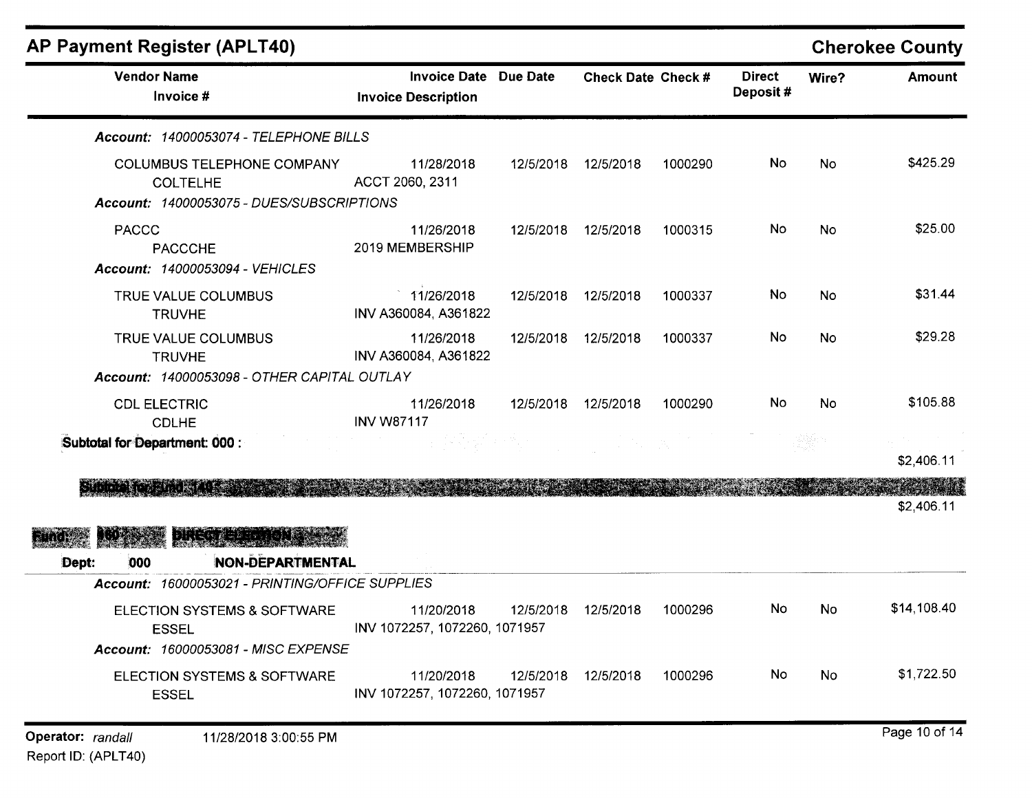## AP Payment Register (APLT40) — Cherokee County

| Vendor Name / Invoice # | Invoice Date / Invoice Description | Due Date | Check Date | Check # | Direct Deposit # | Wire? | Amount |
|---|---|---|---|---|---|---|---|
| ***Account:** 14000053074 - TELEPHONE BILLS* | | | | | | | |
| COLUMBUS TELEPHONE COMPANY<br>COLTELHE | 11/28/2018<br>ACCT 2060, 2311 | 12/5/2018 | 12/5/2018 | 1000290 | No | No | $425.29 |
| ***Account:** 14000053075 - DUES/SUBSCRIPTIONS* | | | | | | | |
| PACCC<br>PACCCHE | 11/26/2018<br>2019 MEMBERSHIP | 12/5/2018 | 12/5/2018 | 1000315 | No | No | $25.00 |
| ***Account:** 14000053094 - VEHICLES* | | | | | | | |
| TRUE VALUE COLUMBUS<br>TRUVHE | 11/26/2018<br>INV A360084, A361822 | 12/5/2018 | 12/5/2018 | 1000337 | No | No | $31.44 |
| TRUE VALUE COLUMBUS<br>TRUVHE | 11/26/2018<br>INV A360084, A361822 | 12/5/2018 | 12/5/2018 | 1000337 | No | No | $29.28 |
| ***Account:** 14000053098 - OTHER CAPITAL OUTLAY* | | | | | | | |
| CDL ELECTRIC<br>CDLHE | 11/26/2018<br>INV W87117 | 12/5/2018 | 12/5/2018 | 1000290 | No | No | $105.88 |
| **Subtotal for Department: 000 :** | | | | | | | $2,406.11 |
| **Subtotal for Fund: 140 :** | | | | | | | $2,406.11 |

**Fund: 160 DIRECT ELECTION**

**Dept: 000 NON-DEPARTMENTAL**

| Vendor Name / Invoice # | Invoice Date / Invoice Description | Due Date | Check Date | Check # | Direct Deposit # | Wire? | Amount |
|---|---|---|---|---|---|---|---|
| ***Account:** 16000053021 - PRINTING/OFFICE SUPPLIES* | | | | | | | |
| ELECTION SYSTEMS & SOFTWARE<br>ESSEL | 11/20/2018<br>INV 1072257, 1072260, 1071957 | 12/5/2018 | 12/5/2018 | 1000296 | No | No | $14,108.40 |
| ***Account:** 16000053081 - MISC EXPENSE* | | | | | | | |
| ELECTION SYSTEMS & SOFTWARE<br>ESSEL | 11/20/2018<br>INV 1072257, 1072260, 1071957 | 12/5/2018 | 12/5/2018 | 1000296 | No | No | $1,722.50 |

Operator: *randall* 11/28/2018 3:00:55 PM
Report ID: (APLT40)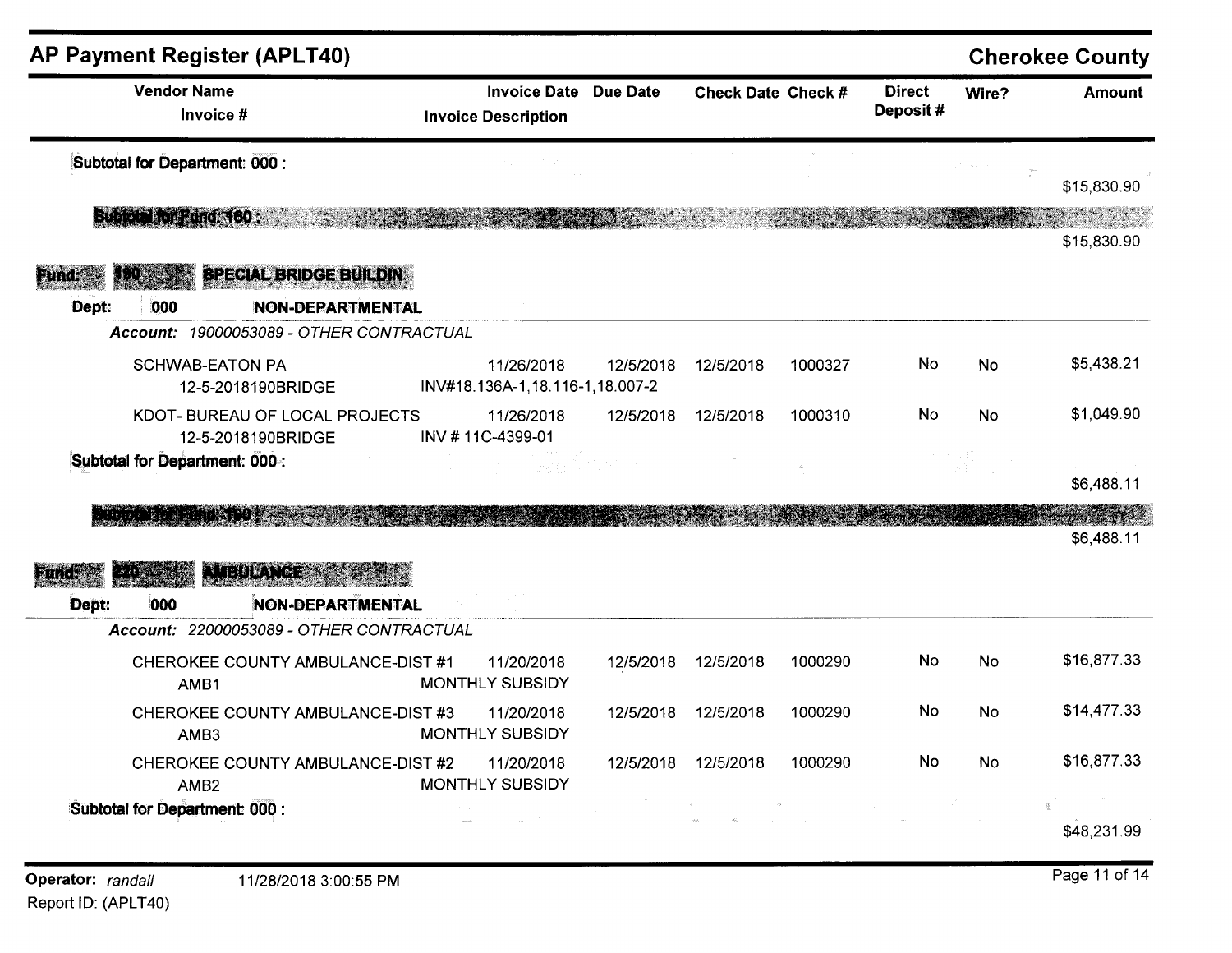## AP Payment Register (APLT40) — Cherokee County

| Vendor Name / Invoice # | Invoice Date / Invoice Description | Due Date | Check Date | Check # | Direct Deposit # | Wire? | Amount |
|---|---|---|---|---|---|---|---|
| **Subtotal for Department: 000 :** | | | | | | | $15,830.90 |
| **Subtotal for Fund: 160 :** | | | | | | | $15,830.90 |
| **Fund: 190 SPECIAL BRIDGE BUILDIN** | | | | | | | |
| **Dept: 000 NON-DEPARTMENTAL** | | | | | | | |
| *Account: 19000053089 - OTHER CONTRACTUAL* | | | | | | | |
| SCHWAB-EATON PA<br>12-5-2018190BRIDGE | 11/26/2018<br>INV#18.136A-1,18.116-1,18.007-2 | 12/5/2018 | 12/5/2018 | 1000327 | No | No | $5,438.21 |
| KDOT- BUREAU OF LOCAL PROJECTS<br>12-5-2018190BRIDGE | 11/26/2018<br>INV # 11C-4399-01 | 12/5/2018 | 12/5/2018 | 1000310 | No | No | $1,049.90 |
| **Subtotal for Department: 000 :** | | | | | | | $6,488.11 |
| **Subtotal for Fund: 190 :** | | | | | | | $6,488.11 |
| **Fund: 220 AMBULANCE** | | | | | | | |
| **Dept: 000 NON-DEPARTMENTAL** | | | | | | | |
| *Account: 22000053089 - OTHER CONTRACTUAL* | | | | | | | |
| CHEROKEE COUNTY AMBULANCE-DIST #1<br>AMB1 | 11/20/2018<br>MONTHLY SUBSIDY | 12/5/2018 | 12/5/2018 | 1000290 | No | No | $16,877.33 |
| CHEROKEE COUNTY AMBULANCE-DIST #3<br>AMB3 | 11/20/2018<br>MONTHLY SUBSIDY | 12/5/2018 | 12/5/2018 | 1000290 | No | No | $14,477.33 |
| CHEROKEE COUNTY AMBULANCE-DIST #2<br>AMB2 | 11/20/2018<br>MONTHLY SUBSIDY | 12/5/2018 | 12/5/2018 | 1000290 | No | No | $16,877.33 |
| **Subtotal for Department: 000 :** | | | | | | | $48,231.99 |

Operator: *randall* 11/28/2018 3:00:55 PM
Report ID: (APLT40)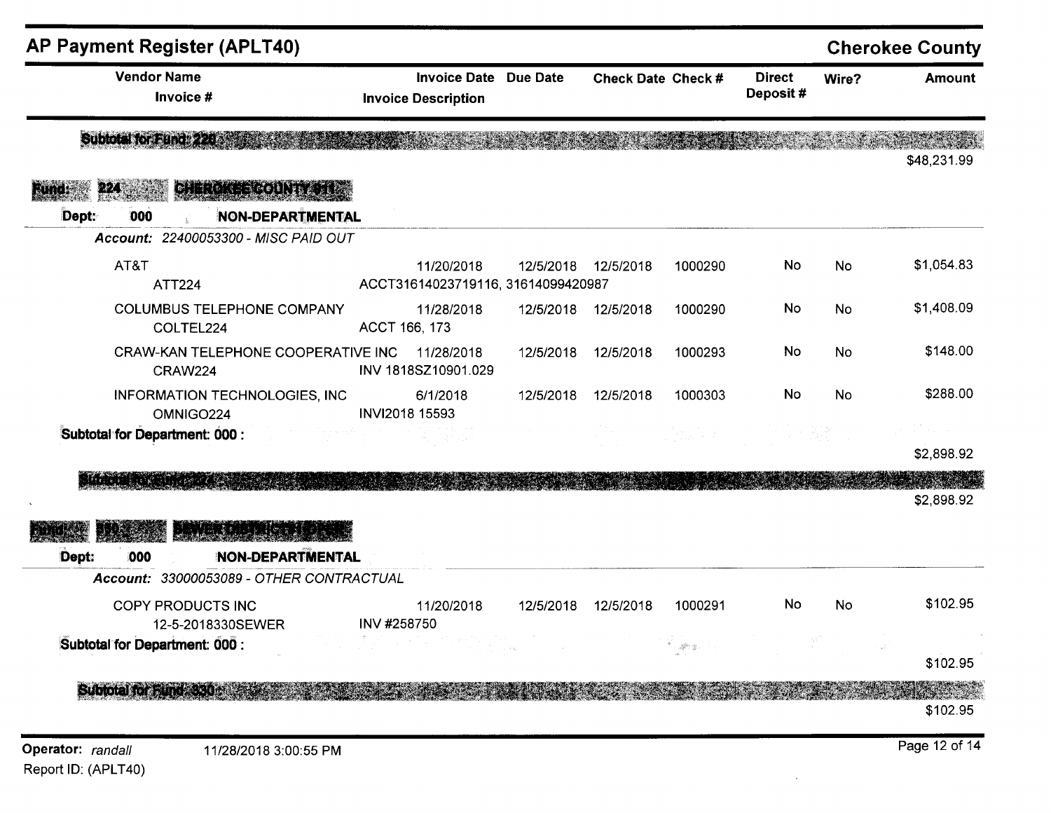## AP Payment Register (APLT40) — Cherokee County

| Vendor Name / Invoice # | Invoice Date / Invoice Description | Due Date | Check Date | Check # | Direct Deposit # | Wire? | Amount |
|---|---|---|---|---|---|---|---|
| **Subtotal for Fund: 220** | | | | | | | $48,231.99 |

**Fund: 224 CHEROKEE COUNTY 911**

**Dept: 000 NON-DEPARTMENTAL**

*Account: 22400053300 - MISC PAID OUT*

| Vendor Name / Invoice # | Invoice Date / Invoice Description | Due Date | Check Date | Check # | Direct Deposit # | Wire? | Amount |
|---|---|---|---|---|---|---|---|
| AT&T<br>ATT224 | 11/20/2018<br>ACCT31614023719116, 31614099420987 | 12/5/2018 | 12/5/2018 | 1000290 | No | No | $1,054.83 |
| COLUMBUS TELEPHONE COMPANY<br>COLTEL224 | 11/28/2018<br>ACCT 166, 173 | 12/5/2018 | 12/5/2018 | 1000290 | No | No | $1,408.09 |
| CRAW-KAN TELEPHONE COOPERATIVE INC<br>CRAW224 | 11/28/2018<br>INV 1818SZ10901.029 | 12/5/2018 | 12/5/2018 | 1000293 | No | No | $148.00 |
| INFORMATION TECHNOLOGIES, INC<br>OMNIGO224 | 6/1/2018<br>INVI2018 15593 | 12/5/2018 | 12/5/2018 | 1000303 | No | No | $288.00 |
| **Subtotal for Department: 000 :** | | | | | | | $2,898.92 |
| **Subtotal for Fund: 224** | | | | | | | $2,898.92 |

**Fund: 330 SEWER DISTRICT #1**

**Dept: 000 NON-DEPARTMENTAL**

*Account: 33000053089 - OTHER CONTRACTUAL*

| Vendor Name / Invoice # | Invoice Date / Invoice Description | Due Date | Check Date | Check # | Direct Deposit # | Wire? | Amount |
|---|---|---|---|---|---|---|---|
| COPY PRODUCTS INC<br>12-5-2018330SEWER | 11/20/2018<br>INV #258750 | 12/5/2018 | 12/5/2018 | 1000291 | No | No | $102.95 |
| **Subtotal for Department: 000 :** | | | | | | | $102.95 |
| **Subtotal for Fund: 330** | | | | | | | $102.95 |

Operator: *randall* 11/28/2018 3:00:55 PM

Report ID: (APLT40)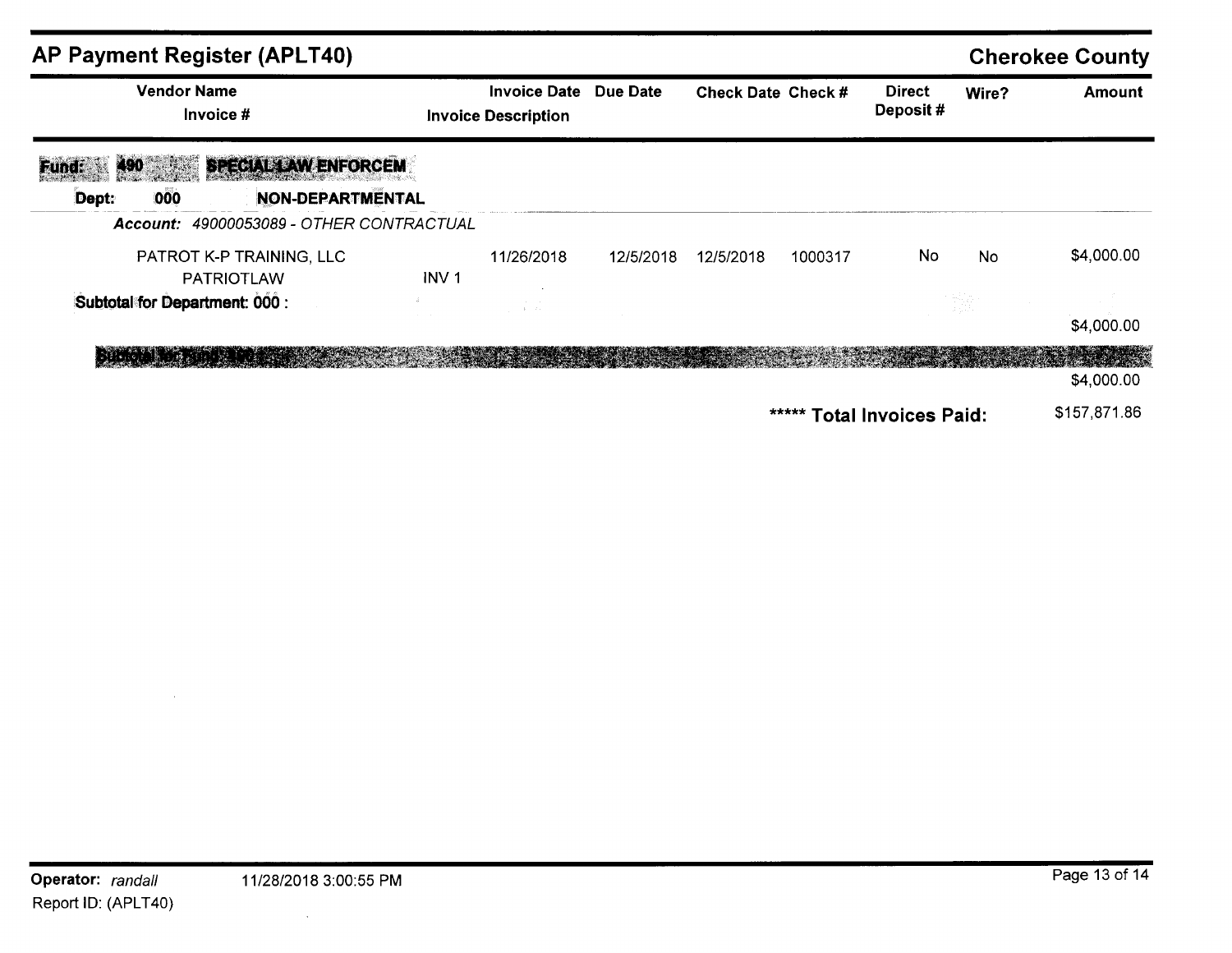# AP Payment Register (APLT40)

**Cherokee County**

| Vendor Name / Invoice # | Invoice Description | Invoice Date | Due Date | Check Date | Check # | Direct Deposit # | Wire? | Amount |
|---|---|---|---|---|---|---|---|---|
| **Fund: 490 SPECIAL LAW ENFORCEM** | | | | | | | | |
| **Dept: 000 NON-DEPARTMENTAL** | | | | | | | | |
| *Account: 49000053089 - OTHER CONTRACTUAL* | | | | | | | | |
| PATROT K-P TRAINING, LLC / PATRIOTLAW | INV 1 | 11/26/2018 | 12/5/2018 | 12/5/2018 | 1000317 | No | No | $4,000.00 |
| **Subtotal for Department: 000 :** | | | | | | | | $4,000.00 |
| **Subtotal for Fund: 490 :** | | | | | | | | $4,000.00 |

***** **Total Invoices Paid:** $157,871.86

**Operator:** *randall* 11/28/2018 3:00:55 PM

Report ID: (APLT40)